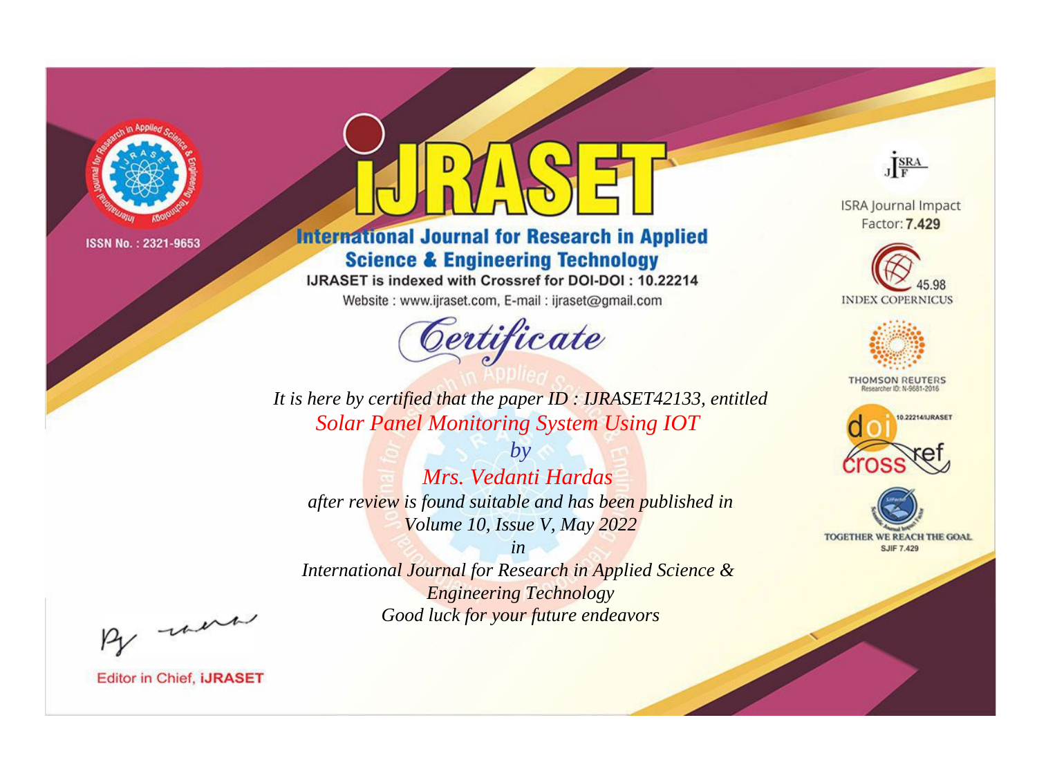ISSN No. : 2321-9653

# IJRASET

## International Journal for Research in Applied Science & Engineering Technology

IJRASET is indexed with Crossref for DOI-DOI : 10.22214

Website : www.ijraset.com, E-mail : ijraset@gmail.com

ISRA Journal Impact Factor: **7.429**

45.98 INDEX COPERNICUS

THOMSON REUTERS
Researcher ID: N-9681-2016

10.22214/IJRASET

TOGETHER WE REACH THE GOAL
SJIF 7.429

# *Certificate*

*It is here by certified that the paper ID : IJRASET42133, entitled*

*Solar Panel Monitoring System Using IOT*

*by*

*Mrs. Vedanti Hardas*

*after review is found suitable and has been published in*

*Volume 10, Issue V, May 2022*

*in*

*International Journal for Research in Applied Science & Engineering Technology*

*Good luck for your future endeavors*

Editor in Chief, **iJRASET**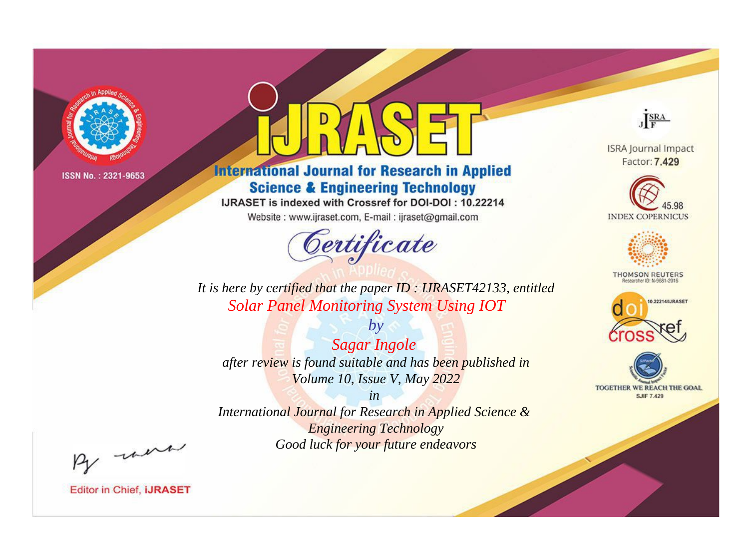ISSN No. : 2321-9653

# IJRASET

## International Journal for Research in Applied Science & Engineering Technology

IJRASET is indexed with Crossref for DOI-DOI : 10.22214

Website : www.ijraset.com, E-mail : ijraset@gmail.com

# Certificate

*It is here by certified that the paper ID : IJRASET42133, entitled*

*Solar Panel Monitoring System Using IOT*

*by*

*Sagar Ingole*

*after review is found suitable and has been published in*

*Volume 10, Issue V, May 2022*

*in*

*International Journal for Research in Applied Science & Engineering Technology*

*Good luck for your future endeavors*

ISRA Journal Impact Factor: **7.429**

45.98 INDEX COPERNICUS

THOMSON REUTERS Researcher ID: N-9681-2016

10.22214/IJRASET

TOGETHER WE REACH THE GOAL SJIF 7.429

Editor in Chief, **iJRASET**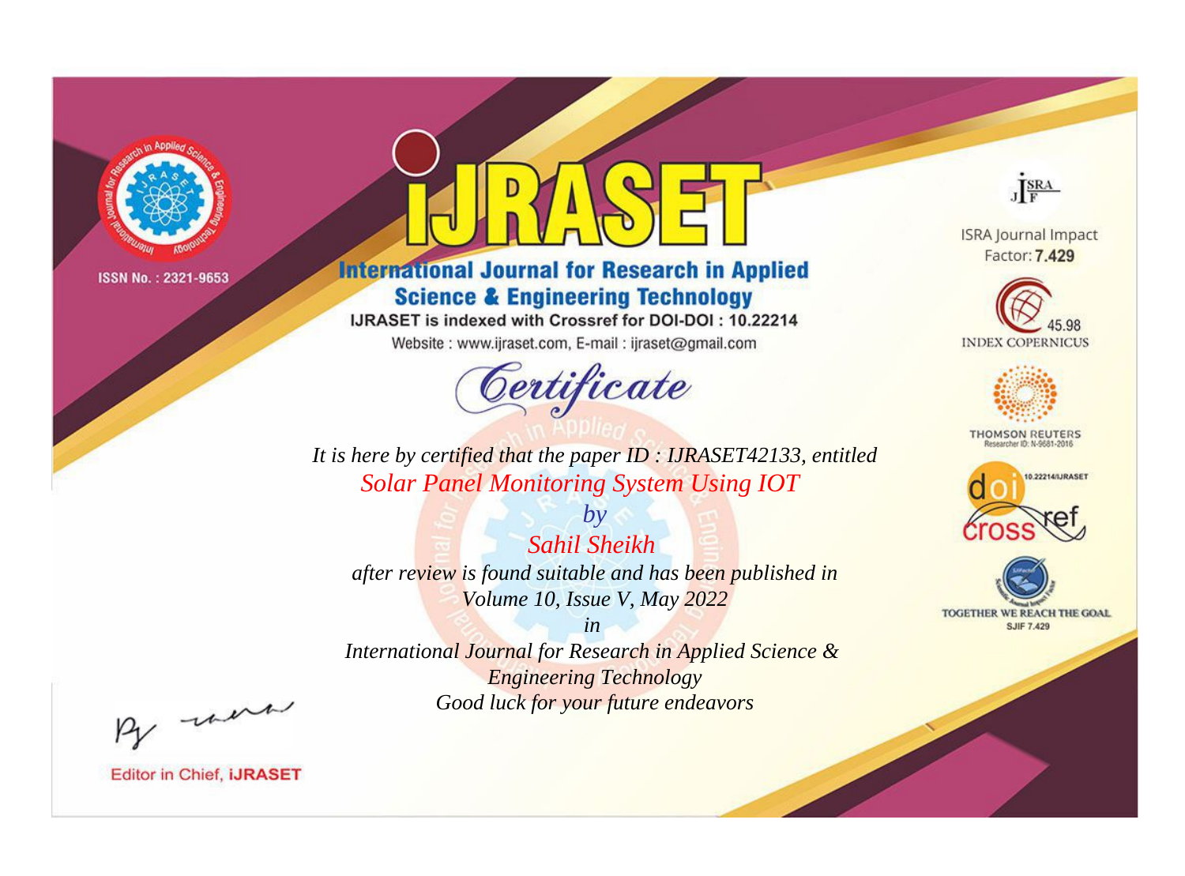ISSN No. : 2321-9653

# IJRASET

## International Journal for Research in Applied Science & Engineering Technology

IJRASET is indexed with Crossref for DOI-DOI : 10.22214

Website : www.ijraset.com, E-mail : ijraset@gmail.com

ISRA Journal Impact Factor: **7.429**

45.98 INDEX COPERNICUS

THOMSON REUTERS Researcher ID: N-9681-2016

10.22214/IJRASET

TOGETHER WE REACH THE GOAL SJIF 7.429

# *Certificate*

*It is here by certified that the paper ID : IJRASET42133, entitled*

*Solar Panel Monitoring System Using IOT*

*by*

*Sahil Sheikh*

*after review is found suitable and has been published in*

*Volume 10, Issue V, May 2022*

*in*

*International Journal for Research in Applied Science & Engineering Technology*

*Good luck for your future endeavors*

Editor in Chief, **iJRASET**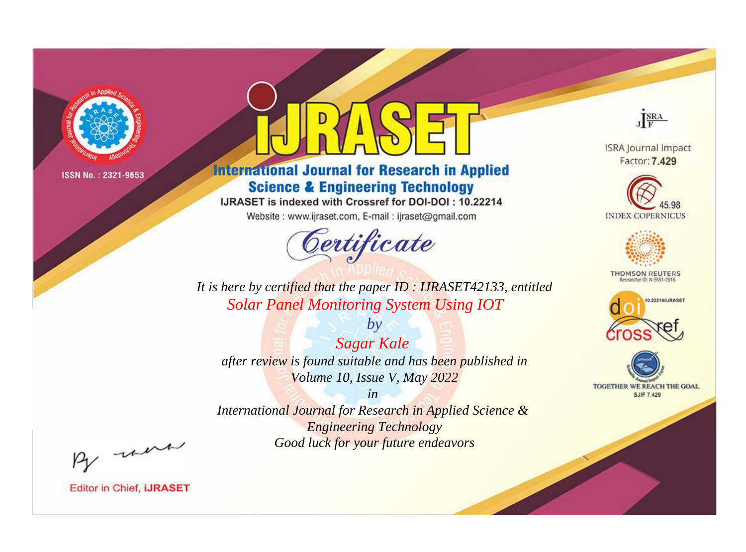ISSN No. : 2321-9653

# IJRASET

## International Journal for Research in Applied Science & Engineering Technology

IJRASET is indexed with Crossref for DOI-DOI : 10.22214

Website : www.ijraset.com, E-mail : ijraset@gmail.com

ISRA Journal Impact Factor: **7.429**

45.98 INDEX COPERNICUS

THOMSON REUTERS Researcher ID: N-9681-2016

10.22214/IJRASET

TOGETHER WE REACH THE GOAL SJIF 7.429

## *Certificate*

*It is here by certified that the paper ID : IJRASET42133, entitled*

*Solar Panel Monitoring System Using IOT*

*by*

*Sagar Kale*

*after review is found suitable and has been published in*

*Volume 10, Issue V, May 2022*

*in*

*International Journal for Research in Applied Science & Engineering Technology*

*Good luck for your future endeavors*

Editor in Chief, **iJRASET**